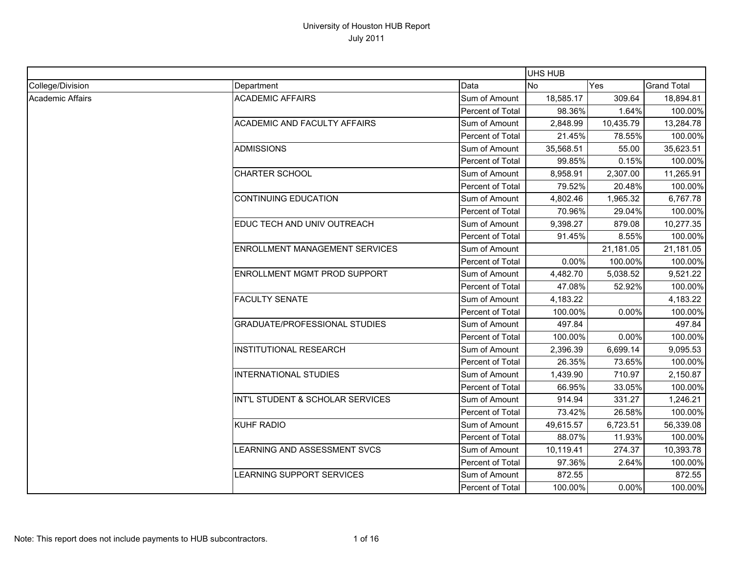# University of Houston HUB Report

July 2011

| | | | UHS HUB | | |
|---|---|---|---|---|---|
| College/Division | Department | Data | No | Yes | Grand Total |
| Academic Affairs | ACADEMIC AFFAIRS | Sum of Amount | 18,585.17 | 309.64 | 18,894.81 |
| | | Percent of Total | 98.36% | 1.64% | 100.00% |
| | ACADEMIC AND FACULTY AFFAIRS | Sum of Amount | 2,848.99 | 10,435.79 | 13,284.78 |
| | | Percent of Total | 21.45% | 78.55% | 100.00% |
| | ADMISSIONS | Sum of Amount | 35,568.51 | 55.00 | 35,623.51 |
| | | Percent of Total | 99.85% | 0.15% | 100.00% |
| | CHARTER SCHOOL | Sum of Amount | 8,958.91 | 2,307.00 | 11,265.91 |
| | | Percent of Total | 79.52% | 20.48% | 100.00% |
| | CONTINUING EDUCATION | Sum of Amount | 4,802.46 | 1,965.32 | 6,767.78 |
| | | Percent of Total | 70.96% | 29.04% | 100.00% |
| | EDUC TECH AND UNIV OUTREACH | Sum of Amount | 9,398.27 | 879.08 | 10,277.35 |
| | | Percent of Total | 91.45% | 8.55% | 100.00% |
| | ENROLLMENT MANAGEMENT SERVICES | Sum of Amount | | 21,181.05 | 21,181.05 |
| | | Percent of Total | 0.00% | 100.00% | 100.00% |
| | ENROLLMENT MGMT PROD SUPPORT | Sum of Amount | 4,482.70 | 5,038.52 | 9,521.22 |
| | | Percent of Total | 47.08% | 52.92% | 100.00% |
| | FACULTY SENATE | Sum of Amount | 4,183.22 | | 4,183.22 |
| | | Percent of Total | 100.00% | 0.00% | 100.00% |
| | GRADUATE/PROFESSIONAL STUDIES | Sum of Amount | 497.84 | | 497.84 |
| | | Percent of Total | 100.00% | 0.00% | 100.00% |
| | INSTITUTIONAL RESEARCH | Sum of Amount | 2,396.39 | 6,699.14 | 9,095.53 |
| | | Percent of Total | 26.35% | 73.65% | 100.00% |
| | INTERNATIONAL STUDIES | Sum of Amount | 1,439.90 | 710.97 | 2,150.87 |
| | | Percent of Total | 66.95% | 33.05% | 100.00% |
| | INT'L STUDENT & SCHOLAR SERVICES | Sum of Amount | 914.94 | 331.27 | 1,246.21 |
| | | Percent of Total | 73.42% | 26.58% | 100.00% |
| | KUHF RADIO | Sum of Amount | 49,615.57 | 6,723.51 | 56,339.08 |
| | | Percent of Total | 88.07% | 11.93% | 100.00% |
| | LEARNING AND ASSESSMENT SVCS | Sum of Amount | 10,119.41 | 274.37 | 10,393.78 |
| | | Percent of Total | 97.36% | 2.64% | 100.00% |
| | LEARNING SUPPORT SERVICES | Sum of Amount | 872.55 | | 872.55 |
| | | Percent of Total | 100.00% | 0.00% | 100.00% |

Note: This report does not include payments to HUB subcontractors.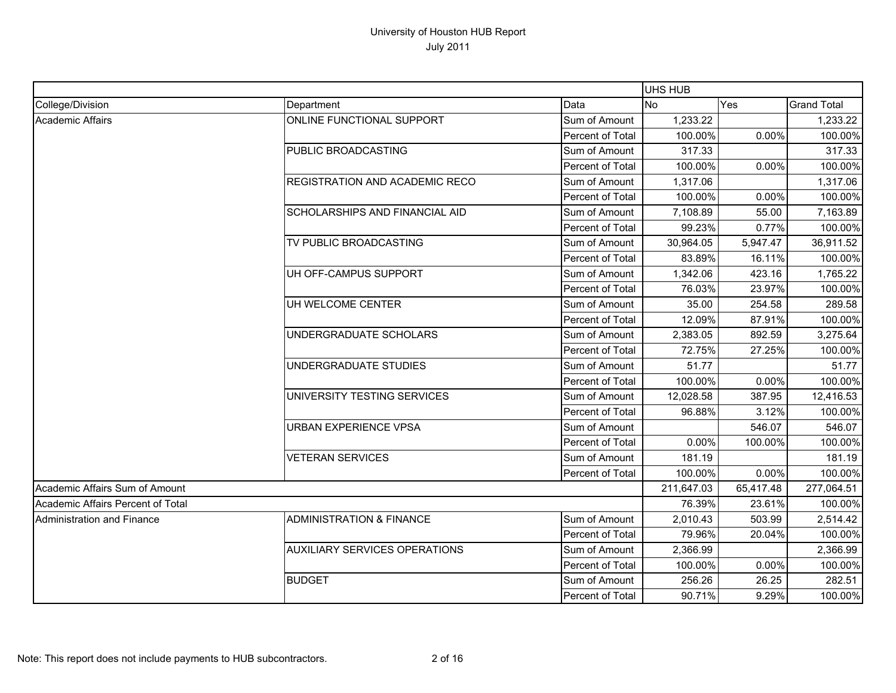# University of Houston HUB Report
## July 2011

| | | | UHS HUB | | |
|---|---|---|---|---|---|
| College/Division | Department | Data | No | Yes | Grand Total |
| Academic Affairs | ONLINE FUNCTIONAL SUPPORT | Sum of Amount | 1,233.22 | | 1,233.22 |
| | | Percent of Total | 100.00% | 0.00% | 100.00% |
| | PUBLIC BROADCASTING | Sum of Amount | 317.33 | | 317.33 |
| | | Percent of Total | 100.00% | 0.00% | 100.00% |
| | REGISTRATION AND ACADEMIC RECO | Sum of Amount | 1,317.06 | | 1,317.06 |
| | | Percent of Total | 100.00% | 0.00% | 100.00% |
| | SCHOLARSHIPS AND FINANCIAL AID | Sum of Amount | 7,108.89 | 55.00 | 7,163.89 |
| | | Percent of Total | 99.23% | 0.77% | 100.00% |
| | TV PUBLIC BROADCASTING | Sum of Amount | 30,964.05 | 5,947.47 | 36,911.52 |
| | | Percent of Total | 83.89% | 16.11% | 100.00% |
| | UH OFF-CAMPUS SUPPORT | Sum of Amount | 1,342.06 | 423.16 | 1,765.22 |
| | | Percent of Total | 76.03% | 23.97% | 100.00% |
| | UH WELCOME CENTER | Sum of Amount | 35.00 | 254.58 | 289.58 |
| | | Percent of Total | 12.09% | 87.91% | 100.00% |
| | UNDERGRADUATE SCHOLARS | Sum of Amount | 2,383.05 | 892.59 | 3,275.64 |
| | | Percent of Total | 72.75% | 27.25% | 100.00% |
| | UNDERGRADUATE STUDIES | Sum of Amount | 51.77 | | 51.77 |
| | | Percent of Total | 100.00% | 0.00% | 100.00% |
| | UNIVERSITY TESTING SERVICES | Sum of Amount | 12,028.58 | 387.95 | 12,416.53 |
| | | Percent of Total | 96.88% | 3.12% | 100.00% |
| | URBAN EXPERIENCE VPSA | Sum of Amount | | 546.07 | 546.07 |
| | | Percent of Total | 0.00% | 100.00% | 100.00% |
| | VETERAN SERVICES | Sum of Amount | 181.19 | | 181.19 |
| | | Percent of Total | 100.00% | 0.00% | 100.00% |
| Academic Affairs Sum of Amount | | | 211,647.03 | 65,417.48 | 277,064.51 |
| Academic Affairs Percent of Total | | | 76.39% | 23.61% | 100.00% |
| Administration and Finance | ADMINISTRATION & FINANCE | Sum of Amount | 2,010.43 | 503.99 | 2,514.42 |
| | | Percent of Total | 79.96% | 20.04% | 100.00% |
| | AUXILIARY SERVICES OPERATIONS | Sum of Amount | 2,366.99 | | 2,366.99 |
| | | Percent of Total | 100.00% | 0.00% | 100.00% |
| | BUDGET | Sum of Amount | 256.26 | 26.25 | 282.51 |
| | | Percent of Total | 90.71% | 9.29% | 100.00% |

Note: This report does not include payments to HUB subcontractors.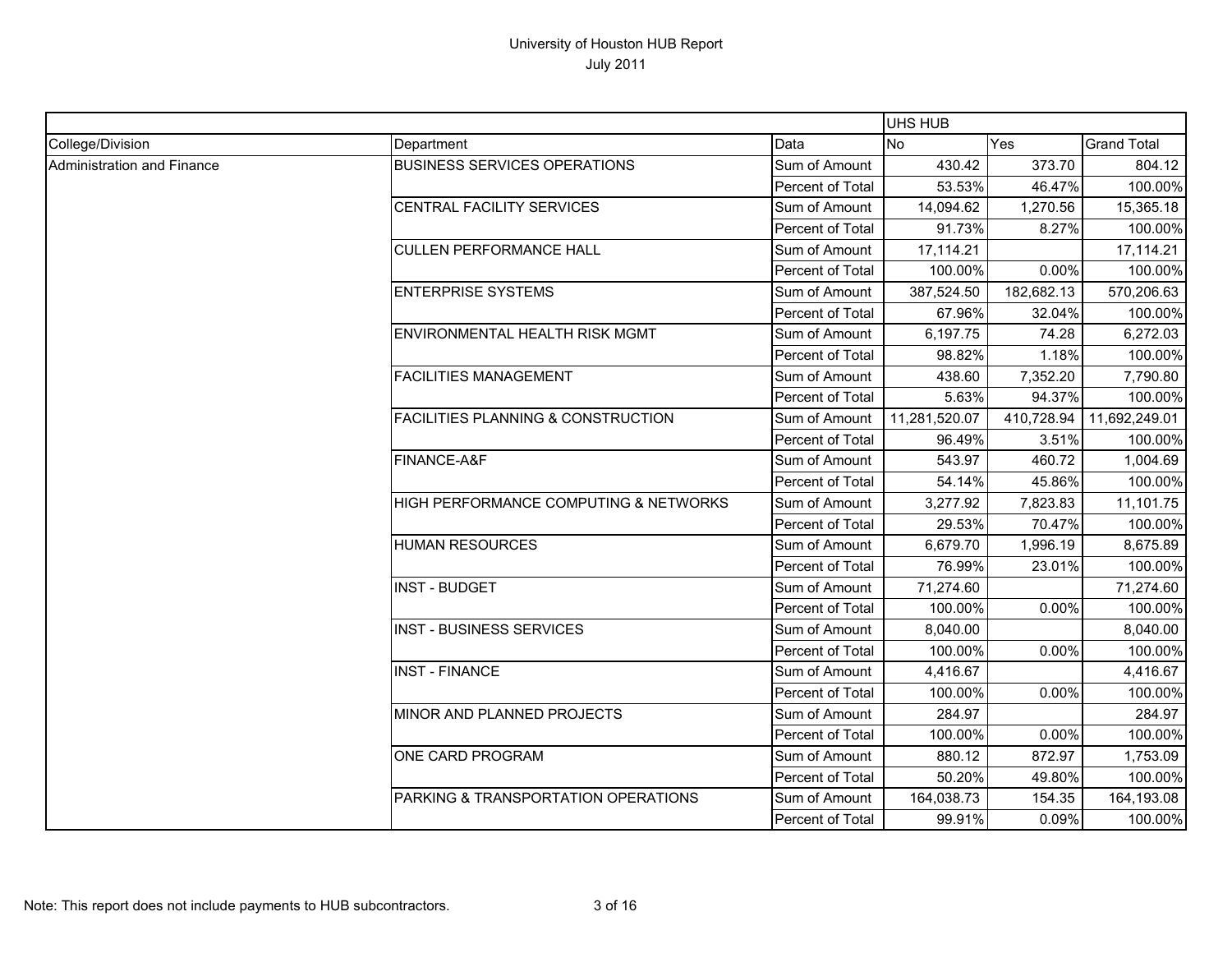# University of Houston HUB Report

July 2011

| | | | UHS HUB | | |
|---|---|---|---|---|---|
| College/Division | Department | Data | No | Yes | Grand Total |
| Administration and Finance | BUSINESS SERVICES OPERATIONS | Sum of Amount | 430.42 | 373.70 | 804.12 |
| | | Percent of Total | 53.53% | 46.47% | 100.00% |
| | CENTRAL FACILITY SERVICES | Sum of Amount | 14,094.62 | 1,270.56 | 15,365.18 |
| | | Percent of Total | 91.73% | 8.27% | 100.00% |
| | CULLEN PERFORMANCE HALL | Sum of Amount | 17,114.21 | | 17,114.21 |
| | | Percent of Total | 100.00% | 0.00% | 100.00% |
| | ENTERPRISE SYSTEMS | Sum of Amount | 387,524.50 | 182,682.13 | 570,206.63 |
| | | Percent of Total | 67.96% | 32.04% | 100.00% |
| | ENVIRONMENTAL HEALTH RISK MGMT | Sum of Amount | 6,197.75 | 74.28 | 6,272.03 |
| | | Percent of Total | 98.82% | 1.18% | 100.00% |
| | FACILITIES MANAGEMENT | Sum of Amount | 438.60 | 7,352.20 | 7,790.80 |
| | | Percent of Total | 5.63% | 94.37% | 100.00% |
| | FACILITIES PLANNING & CONSTRUCTION | Sum of Amount | 11,281,520.07 | 410,728.94 | 11,692,249.01 |
| | | Percent of Total | 96.49% | 3.51% | 100.00% |
| | FINANCE-A&F | Sum of Amount | 543.97 | 460.72 | 1,004.69 |
| | | Percent of Total | 54.14% | 45.86% | 100.00% |
| | HIGH PERFORMANCE COMPUTING & NETWORKS | Sum of Amount | 3,277.92 | 7,823.83 | 11,101.75 |
| | | Percent of Total | 29.53% | 70.47% | 100.00% |
| | HUMAN RESOURCES | Sum of Amount | 6,679.70 | 1,996.19 | 8,675.89 |
| | | Percent of Total | 76.99% | 23.01% | 100.00% |
| | INST - BUDGET | Sum of Amount | 71,274.60 | | 71,274.60 |
| | | Percent of Total | 100.00% | 0.00% | 100.00% |
| | INST - BUSINESS SERVICES | Sum of Amount | 8,040.00 | | 8,040.00 |
| | | Percent of Total | 100.00% | 0.00% | 100.00% |
| | INST - FINANCE | Sum of Amount | 4,416.67 | | 4,416.67 |
| | | Percent of Total | 100.00% | 0.00% | 100.00% |
| | MINOR AND PLANNED PROJECTS | Sum of Amount | 284.97 | | 284.97 |
| | | Percent of Total | 100.00% | 0.00% | 100.00% |
| | ONE CARD PROGRAM | Sum of Amount | 880.12 | 872.97 | 1,753.09 |
| | | Percent of Total | 50.20% | 49.80% | 100.00% |
| | PARKING & TRANSPORTATION OPERATIONS | Sum of Amount | 164,038.73 | 154.35 | 164,193.08 |
| | | Percent of Total | 99.91% | 0.09% | 100.00% |

Note: This report does not include payments to HUB subcontractors.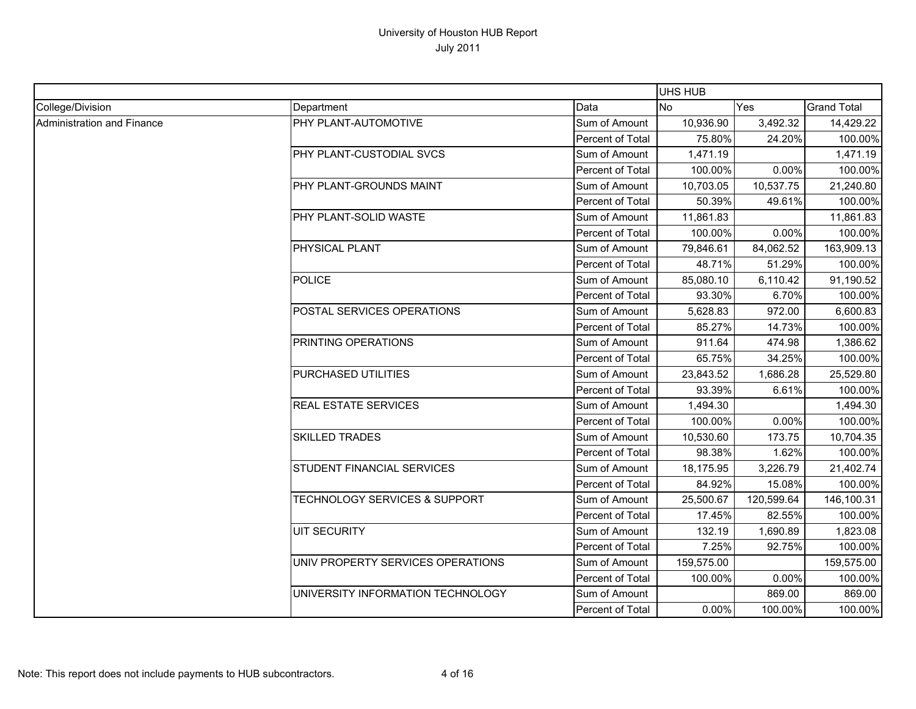# University of Houston HUB Report

July 2011

| | | | UHS HUB | | |
|---|---|---|---|---|---|
| College/Division | Department | Data | No | Yes | Grand Total |
| Administration and Finance | PHY PLANT-AUTOMOTIVE | Sum of Amount | 10,936.90 | 3,492.32 | 14,429.22 |
| | | Percent of Total | 75.80% | 24.20% | 100.00% |
| | PHY PLANT-CUSTODIAL SVCS | Sum of Amount | 1,471.19 | | 1,471.19 |
| | | Percent of Total | 100.00% | 0.00% | 100.00% |
| | PHY PLANT-GROUNDS MAINT | Sum of Amount | 10,703.05 | 10,537.75 | 21,240.80 |
| | | Percent of Total | 50.39% | 49.61% | 100.00% |
| | PHY PLANT-SOLID WASTE | Sum of Amount | 11,861.83 | | 11,861.83 |
| | | Percent of Total | 100.00% | 0.00% | 100.00% |
| | PHYSICAL PLANT | Sum of Amount | 79,846.61 | 84,062.52 | 163,909.13 |
| | | Percent of Total | 48.71% | 51.29% | 100.00% |
| | POLICE | Sum of Amount | 85,080.10 | 6,110.42 | 91,190.52 |
| | | Percent of Total | 93.30% | 6.70% | 100.00% |
| | POSTAL SERVICES OPERATIONS | Sum of Amount | 5,628.83 | 972.00 | 6,600.83 |
| | | Percent of Total | 85.27% | 14.73% | 100.00% |
| | PRINTING OPERATIONS | Sum of Amount | 911.64 | 474.98 | 1,386.62 |
| | | Percent of Total | 65.75% | 34.25% | 100.00% |
| | PURCHASED UTILITIES | Sum of Amount | 23,843.52 | 1,686.28 | 25,529.80 |
| | | Percent of Total | 93.39% | 6.61% | 100.00% |
| | REAL ESTATE SERVICES | Sum of Amount | 1,494.30 | | 1,494.30 |
| | | Percent of Total | 100.00% | 0.00% | 100.00% |
| | SKILLED TRADES | Sum of Amount | 10,530.60 | 173.75 | 10,704.35 |
| | | Percent of Total | 98.38% | 1.62% | 100.00% |
| | STUDENT FINANCIAL SERVICES | Sum of Amount | 18,175.95 | 3,226.79 | 21,402.74 |
| | | Percent of Total | 84.92% | 15.08% | 100.00% |
| | TECHNOLOGY SERVICES & SUPPORT | Sum of Amount | 25,500.67 | 120,599.64 | 146,100.31 |
| | | Percent of Total | 17.45% | 82.55% | 100.00% |
| | UIT SECURITY | Sum of Amount | 132.19 | 1,690.89 | 1,823.08 |
| | | Percent of Total | 7.25% | 92.75% | 100.00% |
| | UNIV PROPERTY SERVICES OPERATIONS | Sum of Amount | 159,575.00 | | 159,575.00 |
| | | Percent of Total | 100.00% | 0.00% | 100.00% |
| | UNIVERSITY INFORMATION TECHNOLOGY | Sum of Amount | | 869.00 | 869.00 |
| | | Percent of Total | 0.00% | 100.00% | 100.00% |

Note: This report does not include payments to HUB subcontractors.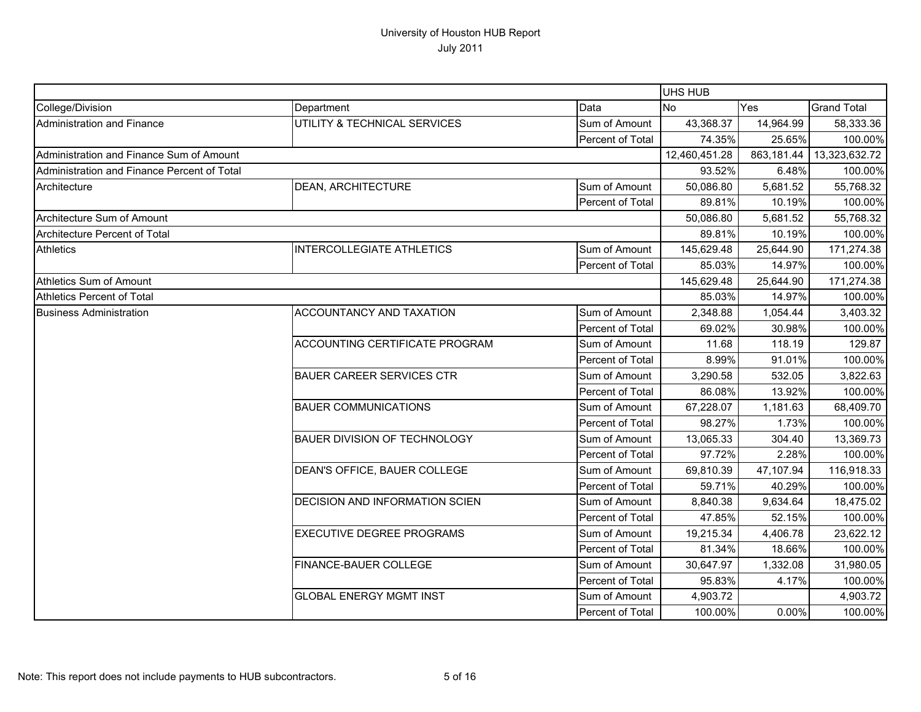# University of Houston HUB Report

July 2011

| | | | UHS HUB | | |
|---|---|---|---|---|---|
| College/Division | Department | Data | No | Yes | Grand Total |
| Administration and Finance | UTILITY & TECHNICAL SERVICES | Sum of Amount | 43,368.37 | 14,964.99 | 58,333.36 |
| | | Percent of Total | 74.35% | 25.65% | 100.00% |
| Administration and Finance Sum of Amount | | | 12,460,451.28 | 863,181.44 | 13,323,632.72 |
| Administration and Finance Percent of Total | | | 93.52% | 6.48% | 100.00% |
| Architecture | DEAN, ARCHITECTURE | Sum of Amount | 50,086.80 | 5,681.52 | 55,768.32 |
| | | Percent of Total | 89.81% | 10.19% | 100.00% |
| Architecture Sum of Amount | | | 50,086.80 | 5,681.52 | 55,768.32 |
| Architecture Percent of Total | | | 89.81% | 10.19% | 100.00% |
| Athletics | INTERCOLLEGIATE ATHLETICS | Sum of Amount | 145,629.48 | 25,644.90 | 171,274.38 |
| | | Percent of Total | 85.03% | 14.97% | 100.00% |
| Athletics Sum of Amount | | | 145,629.48 | 25,644.90 | 171,274.38 |
| Athletics Percent of Total | | | 85.03% | 14.97% | 100.00% |
| Business Administration | ACCOUNTANCY AND TAXATION | Sum of Amount | 2,348.88 | 1,054.44 | 3,403.32 |
| | | Percent of Total | 69.02% | 30.98% | 100.00% |
| | ACCOUNTING CERTIFICATE PROGRAM | Sum of Amount | 11.68 | 118.19 | 129.87 |
| | | Percent of Total | 8.99% | 91.01% | 100.00% |
| | BAUER CAREER SERVICES CTR | Sum of Amount | 3,290.58 | 532.05 | 3,822.63 |
| | | Percent of Total | 86.08% | 13.92% | 100.00% |
| | BAUER COMMUNICATIONS | Sum of Amount | 67,228.07 | 1,181.63 | 68,409.70 |
| | | Percent of Total | 98.27% | 1.73% | 100.00% |
| | BAUER DIVISION OF TECHNOLOGY | Sum of Amount | 13,065.33 | 304.40 | 13,369.73 |
| | | Percent of Total | 97.72% | 2.28% | 100.00% |
| | DEAN'S OFFICE, BAUER COLLEGE | Sum of Amount | 69,810.39 | 47,107.94 | 116,918.33 |
| | | Percent of Total | 59.71% | 40.29% | 100.00% |
| | DECISION AND INFORMATION SCIEN | Sum of Amount | 8,840.38 | 9,634.64 | 18,475.02 |
| | | Percent of Total | 47.85% | 52.15% | 100.00% |
| | EXECUTIVE DEGREE PROGRAMS | Sum of Amount | 19,215.34 | 4,406.78 | 23,622.12 |
| | | Percent of Total | 81.34% | 18.66% | 100.00% |
| | FINANCE-BAUER COLLEGE | Sum of Amount | 30,647.97 | 1,332.08 | 31,980.05 |
| | | Percent of Total | 95.83% | 4.17% | 100.00% |
| | GLOBAL ENERGY MGMT INST | Sum of Amount | 4,903.72 | | 4,903.72 |
| | | Percent of Total | 100.00% | 0.00% | 100.00% |

Note: This report does not include payments to HUB subcontractors.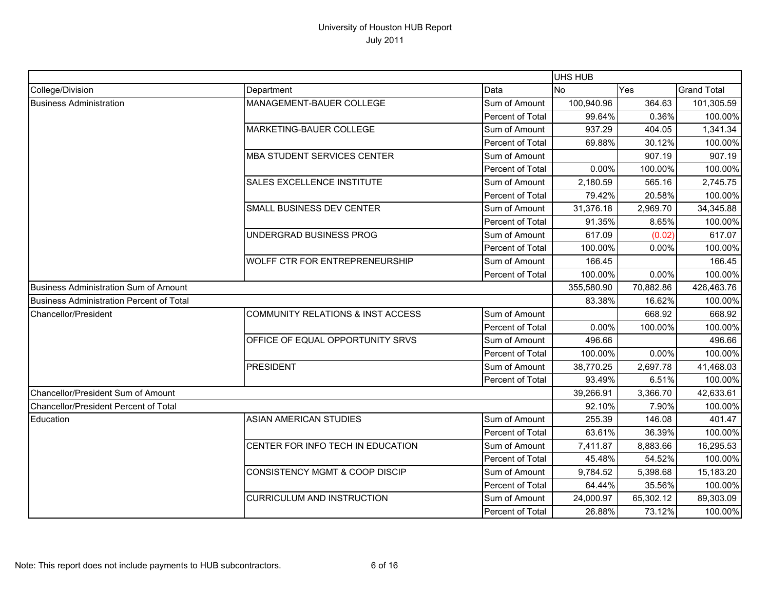# University of Houston HUB Report
## July 2011

| | | | UHS HUB | | |
|---|---|---|---|---|---|
| College/Division | Department | Data | No | Yes | Grand Total |
| Business Administration | MANAGEMENT-BAUER COLLEGE | Sum of Amount | 100,940.96 | 364.63 | 101,305.59 |
| | | Percent of Total | 99.64% | 0.36% | 100.00% |
| | MARKETING-BAUER COLLEGE | Sum of Amount | 937.29 | 404.05 | 1,341.34 |
| | | Percent of Total | 69.88% | 30.12% | 100.00% |
| | MBA STUDENT SERVICES CENTER | Sum of Amount | | 907.19 | 907.19 |
| | | Percent of Total | 0.00% | 100.00% | 100.00% |
| | SALES EXCELLENCE INSTITUTE | Sum of Amount | 2,180.59 | 565.16 | 2,745.75 |
| | | Percent of Total | 79.42% | 20.58% | 100.00% |
| | SMALL BUSINESS DEV CENTER | Sum of Amount | 31,376.18 | 2,969.70 | 34,345.88 |
| | | Percent of Total | 91.35% | 8.65% | 100.00% |
| | UNDERGRAD BUSINESS PROG | Sum of Amount | 617.09 | (0.02) | 617.07 |
| | | Percent of Total | 100.00% | 0.00% | 100.00% |
| | WOLFF CTR FOR ENTREPRENEURSHIP | Sum of Amount | 166.45 | | 166.45 |
| | | Percent of Total | 100.00% | 0.00% | 100.00% |
| Business Administration Sum of Amount | | | 355,580.90 | 70,882.86 | 426,463.76 |
| Business Administration Percent of Total | | | 83.38% | 16.62% | 100.00% |
| Chancellor/President | COMMUNITY RELATIONS & INST ACCESS | Sum of Amount | | 668.92 | 668.92 |
| | | Percent of Total | 0.00% | 100.00% | 100.00% |
| | OFFICE OF EQUAL OPPORTUNITY SRVS | Sum of Amount | 496.66 | | 496.66 |
| | | Percent of Total | 100.00% | 0.00% | 100.00% |
| | PRESIDENT | Sum of Amount | 38,770.25 | 2,697.78 | 41,468.03 |
| | | Percent of Total | 93.49% | 6.51% | 100.00% |
| Chancellor/President Sum of Amount | | | 39,266.91 | 3,366.70 | 42,633.61 |
| Chancellor/President Percent of Total | | | 92.10% | 7.90% | 100.00% |
| Education | ASIAN AMERICAN STUDIES | Sum of Amount | 255.39 | 146.08 | 401.47 |
| | | Percent of Total | 63.61% | 36.39% | 100.00% |
| | CENTER FOR INFO TECH IN EDUCATION | Sum of Amount | 7,411.87 | 8,883.66 | 16,295.53 |
| | | Percent of Total | 45.48% | 54.52% | 100.00% |
| | CONSISTENCY MGMT & COOP DISCIP | Sum of Amount | 9,784.52 | 5,398.68 | 15,183.20 |
| | | Percent of Total | 64.44% | 35.56% | 100.00% |
| | CURRICULUM AND INSTRUCTION | Sum of Amount | 24,000.97 | 65,302.12 | 89,303.09 |
| | | Percent of Total | 26.88% | 73.12% | 100.00% |

Note: This report does not include payments to HUB subcontractors.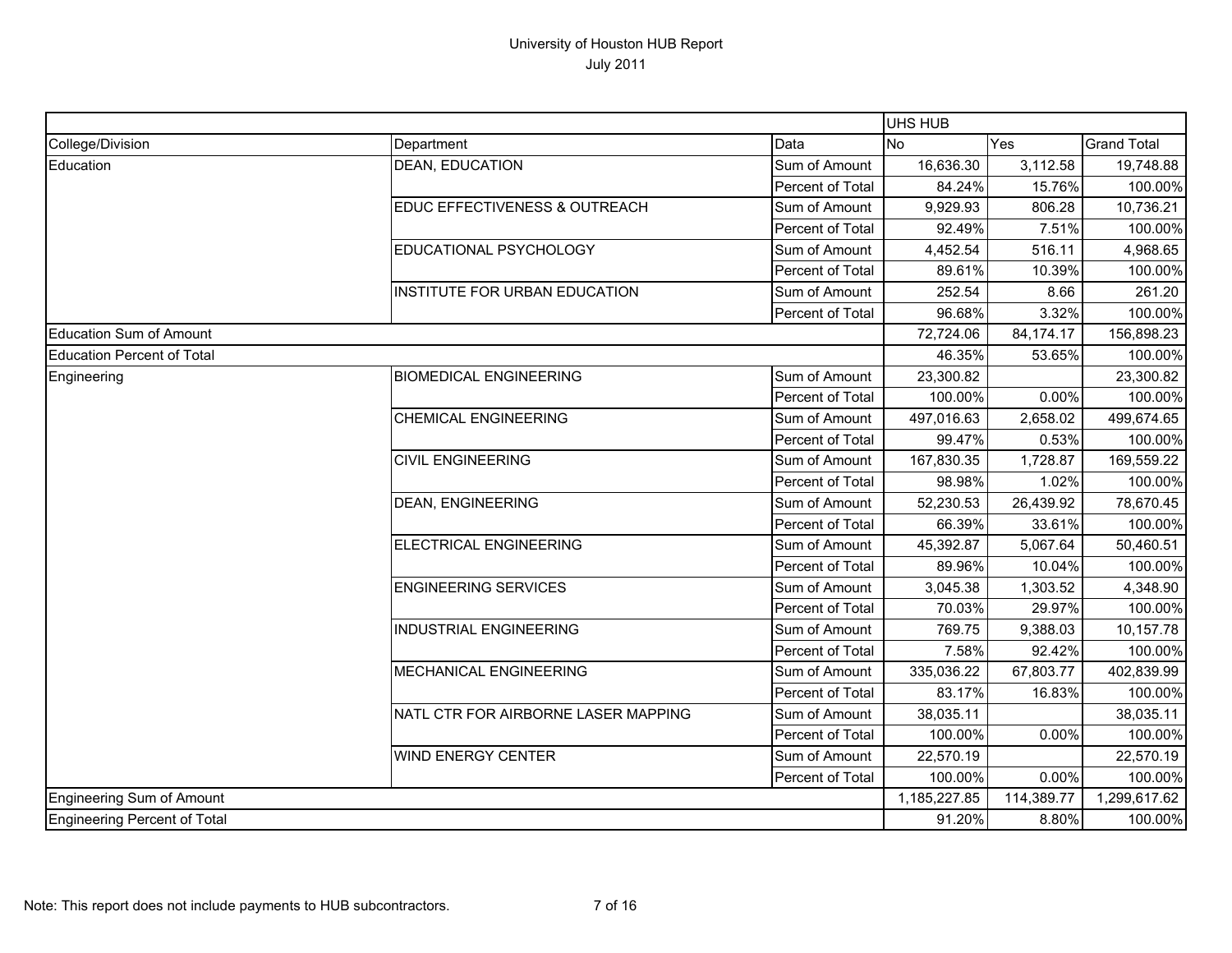# University of Houston HUB Report

July 2011

| College/Division | Department | Data | UHS HUB No | Yes | Grand Total |
|---|---|---|---|---|---|
| Education | DEAN, EDUCATION | Sum of Amount | 16,636.30 | 3,112.58 | 19,748.88 |
| | | Percent of Total | 84.24% | 15.76% | 100.00% |
| | EDUC EFFECTIVENESS & OUTREACH | Sum of Amount | 9,929.93 | 806.28 | 10,736.21 |
| | | Percent of Total | 92.49% | 7.51% | 100.00% |
| | EDUCATIONAL PSYCHOLOGY | Sum of Amount | 4,452.54 | 516.11 | 4,968.65 |
| | | Percent of Total | 89.61% | 10.39% | 100.00% |
| | INSTITUTE FOR URBAN EDUCATION | Sum of Amount | 252.54 | 8.66 | 261.20 |
| | | Percent of Total | 96.68% | 3.32% | 100.00% |
| Education Sum of Amount | | | 72,724.06 | 84,174.17 | 156,898.23 |
| Education Percent of Total | | | 46.35% | 53.65% | 100.00% |
| Engineering | BIOMEDICAL ENGINEERING | Sum of Amount | 23,300.82 | | 23,300.82 |
| | | Percent of Total | 100.00% | 0.00% | 100.00% |
| | CHEMICAL ENGINEERING | Sum of Amount | 497,016.63 | 2,658.02 | 499,674.65 |
| | | Percent of Total | 99.47% | 0.53% | 100.00% |
| | CIVIL ENGINEERING | Sum of Amount | 167,830.35 | 1,728.87 | 169,559.22 |
| | | Percent of Total | 98.98% | 1.02% | 100.00% |
| | DEAN, ENGINEERING | Sum of Amount | 52,230.53 | 26,439.92 | 78,670.45 |
| | | Percent of Total | 66.39% | 33.61% | 100.00% |
| | ELECTRICAL ENGINEERING | Sum of Amount | 45,392.87 | 5,067.64 | 50,460.51 |
| | | Percent of Total | 89.96% | 10.04% | 100.00% |
| | ENGINEERING SERVICES | Sum of Amount | 3,045.38 | 1,303.52 | 4,348.90 |
| | | Percent of Total | 70.03% | 29.97% | 100.00% |
| | INDUSTRIAL ENGINEERING | Sum of Amount | 769.75 | 9,388.03 | 10,157.78 |
| | | Percent of Total | 7.58% | 92.42% | 100.00% |
| | MECHANICAL ENGINEERING | Sum of Amount | 335,036.22 | 67,803.77 | 402,839.99 |
| | | Percent of Total | 83.17% | 16.83% | 100.00% |
| | NATL CTR FOR AIRBORNE LASER MAPPING | Sum of Amount | 38,035.11 | | 38,035.11 |
| | | Percent of Total | 100.00% | 0.00% | 100.00% |
| | WIND ENERGY CENTER | Sum of Amount | 22,570.19 | | 22,570.19 |
| | | Percent of Total | 100.00% | 0.00% | 100.00% |
| Engineering Sum of Amount | | | 1,185,227.85 | 114,389.77 | 1,299,617.62 |
| Engineering Percent of Total | | | 91.20% | 8.80% | 100.00% |

Note: This report does not include payments to HUB subcontractors.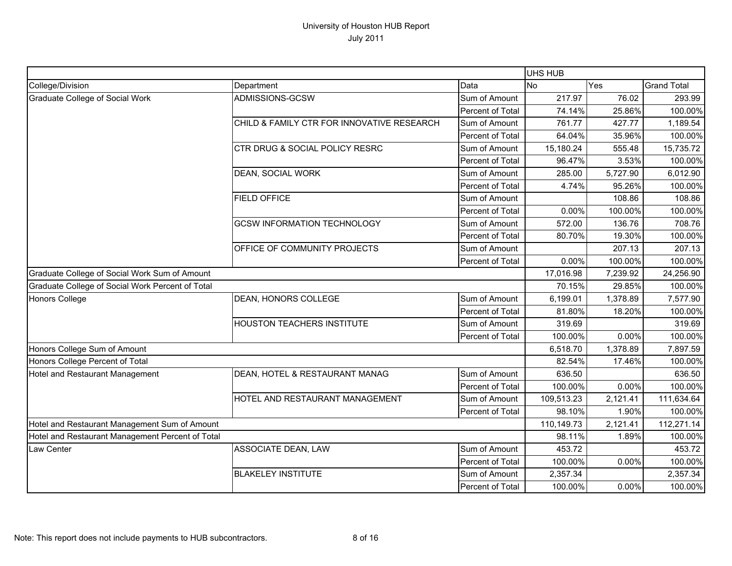University of Houston HUB Report
July 2011

| | | | UHS HUB | | |
|---|---|---|---|---|---|
| College/Division | Department | Data | No | Yes | Grand Total |
| Graduate College of Social Work | ADMISSIONS-GCSW | Sum of Amount | 217.97 | 76.02 | 293.99 |
| | | Percent of Total | 74.14% | 25.86% | 100.00% |
| | CHILD & FAMILY CTR FOR INNOVATIVE RESEARCH | Sum of Amount | 761.77 | 427.77 | 1,189.54 |
| | | Percent of Total | 64.04% | 35.96% | 100.00% |
| | CTR DRUG & SOCIAL POLICY RESRC | Sum of Amount | 15,180.24 | 555.48 | 15,735.72 |
| | | Percent of Total | 96.47% | 3.53% | 100.00% |
| | DEAN, SOCIAL WORK | Sum of Amount | 285.00 | 5,727.90 | 6,012.90 |
| | | Percent of Total | 4.74% | 95.26% | 100.00% |
| | FIELD OFFICE | Sum of Amount | | 108.86 | 108.86 |
| | | Percent of Total | 0.00% | 100.00% | 100.00% |
| | GCSW INFORMATION TECHNOLOGY | Sum of Amount | 572.00 | 136.76 | 708.76 |
| | | Percent of Total | 80.70% | 19.30% | 100.00% |
| | OFFICE OF COMMUNITY PROJECTS | Sum of Amount | | 207.13 | 207.13 |
| | | Percent of Total | 0.00% | 100.00% | 100.00% |
| Graduate College of Social Work Sum of Amount | | | 17,016.98 | 7,239.92 | 24,256.90 |
| Graduate College of Social Work Percent of Total | | | 70.15% | 29.85% | 100.00% |
| Honors College | DEAN, HONORS COLLEGE | Sum of Amount | 6,199.01 | 1,378.89 | 7,577.90 |
| | | Percent of Total | 81.80% | 18.20% | 100.00% |
| | HOUSTON TEACHERS INSTITUTE | Sum of Amount | 319.69 | | 319.69 |
| | | Percent of Total | 100.00% | 0.00% | 100.00% |
| Honors College Sum of Amount | | | 6,518.70 | 1,378.89 | 7,897.59 |
| Honors College Percent of Total | | | 82.54% | 17.46% | 100.00% |
| Hotel and Restaurant Management | DEAN, HOTEL & RESTAURANT MANAG | Sum of Amount | 636.50 | | 636.50 |
| | | Percent of Total | 100.00% | 0.00% | 100.00% |
| | HOTEL AND RESTAURANT MANAGEMENT | Sum of Amount | 109,513.23 | 2,121.41 | 111,634.64 |
| | | Percent of Total | 98.10% | 1.90% | 100.00% |
| Hotel and Restaurant Management Sum of Amount | | | 110,149.73 | 2,121.41 | 112,271.14 |
| Hotel and Restaurant Management Percent of Total | | | 98.11% | 1.89% | 100.00% |
| Law Center | ASSOCIATE DEAN, LAW | Sum of Amount | 453.72 | | 453.72 |
| | | Percent of Total | 100.00% | 0.00% | 100.00% |
| | BLAKELEY INSTITUTE | Sum of Amount | 2,357.34 | | 2,357.34 |
| | | Percent of Total | 100.00% | 0.00% | 100.00% |

Note: This report does not include payments to HUB subcontractors.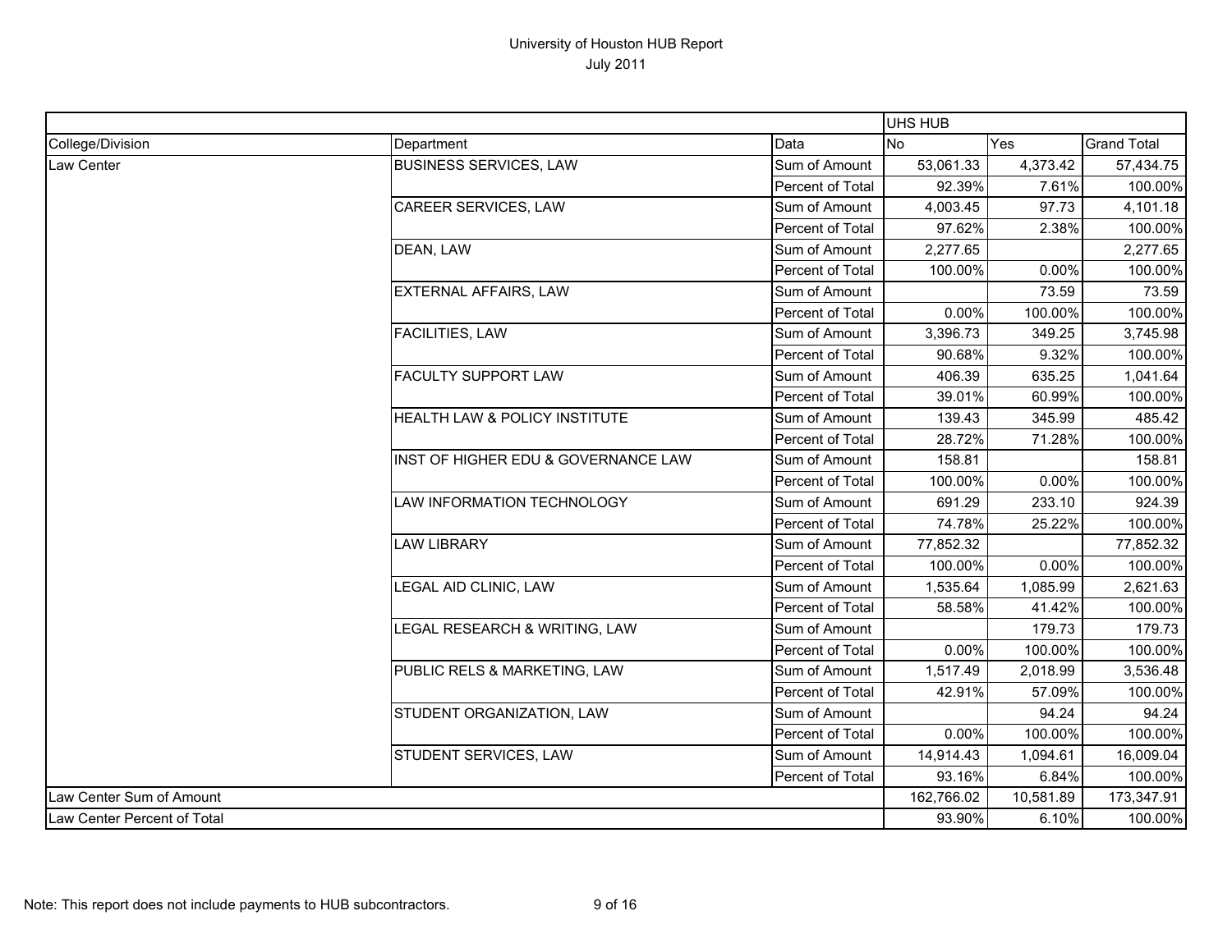# University of Houston HUB Report

July 2011

| | | | UHS HUB | | |
|---|---|---|---|---|---|
| College/Division | Department | Data | No | Yes | Grand Total |
| Law Center | BUSINESS SERVICES, LAW | Sum of Amount | 53,061.33 | 4,373.42 | 57,434.75 |
| | | Percent of Total | 92.39% | 7.61% | 100.00% |
| | CAREER SERVICES, LAW | Sum of Amount | 4,003.45 | 97.73 | 4,101.18 |
| | | Percent of Total | 97.62% | 2.38% | 100.00% |
| | DEAN, LAW | Sum of Amount | 2,277.65 | | 2,277.65 |
| | | Percent of Total | 100.00% | 0.00% | 100.00% |
| | EXTERNAL AFFAIRS, LAW | Sum of Amount | | 73.59 | 73.59 |
| | | Percent of Total | 0.00% | 100.00% | 100.00% |
| | FACILITIES, LAW | Sum of Amount | 3,396.73 | 349.25 | 3,745.98 |
| | | Percent of Total | 90.68% | 9.32% | 100.00% |
| | FACULTY SUPPORT LAW | Sum of Amount | 406.39 | 635.25 | 1,041.64 |
| | | Percent of Total | 39.01% | 60.99% | 100.00% |
| | HEALTH LAW & POLICY INSTITUTE | Sum of Amount | 139.43 | 345.99 | 485.42 |
| | | Percent of Total | 28.72% | 71.28% | 100.00% |
| | INST OF HIGHER EDU & GOVERNANCE LAW | Sum of Amount | 158.81 | | 158.81 |
| | | Percent of Total | 100.00% | 0.00% | 100.00% |
| | LAW INFORMATION TECHNOLOGY | Sum of Amount | 691.29 | 233.10 | 924.39 |
| | | Percent of Total | 74.78% | 25.22% | 100.00% |
| | LAW LIBRARY | Sum of Amount | 77,852.32 | | 77,852.32 |
| | | Percent of Total | 100.00% | 0.00% | 100.00% |
| | LEGAL AID CLINIC, LAW | Sum of Amount | 1,535.64 | 1,085.99 | 2,621.63 |
| | | Percent of Total | 58.58% | 41.42% | 100.00% |
| | LEGAL RESEARCH & WRITING, LAW | Sum of Amount | | 179.73 | 179.73 |
| | | Percent of Total | 0.00% | 100.00% | 100.00% |
| | PUBLIC RELS & MARKETING, LAW | Sum of Amount | 1,517.49 | 2,018.99 | 3,536.48 |
| | | Percent of Total | 42.91% | 57.09% | 100.00% |
| | STUDENT ORGANIZATION, LAW | Sum of Amount | | 94.24 | 94.24 |
| | | Percent of Total | 0.00% | 100.00% | 100.00% |
| | STUDENT SERVICES, LAW | Sum of Amount | 14,914.43 | 1,094.61 | 16,009.04 |
| | | Percent of Total | 93.16% | 6.84% | 100.00% |
| Law Center Sum of Amount | | | 162,766.02 | 10,581.89 | 173,347.91 |
| Law Center Percent of Total | | | 93.90% | 6.10% | 100.00% |

Note: This report does not include payments to HUB subcontractors.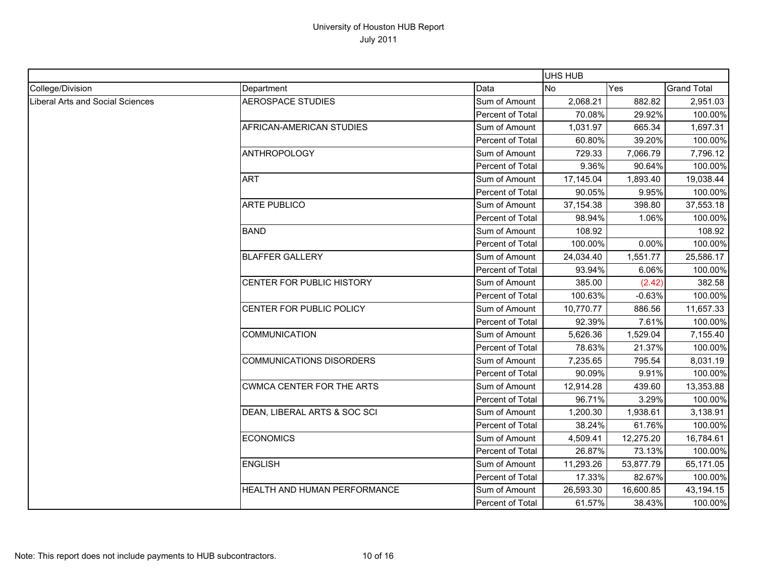# University of Houston HUB Report

July 2011

| | | | UHS HUB | | |
|---|---|---|---|---|---|
| College/Division | Department | Data | No | Yes | Grand Total |
| Liberal Arts and Social Sciences | AEROSPACE STUDIES | Sum of Amount | 2,068.21 | 882.82 | 2,951.03 |
| | | Percent of Total | 70.08% | 29.92% | 100.00% |
| | AFRICAN-AMERICAN STUDIES | Sum of Amount | 1,031.97 | 665.34 | 1,697.31 |
| | | Percent of Total | 60.80% | 39.20% | 100.00% |
| | ANTHROPOLOGY | Sum of Amount | 729.33 | 7,066.79 | 7,796.12 |
| | | Percent of Total | 9.36% | 90.64% | 100.00% |
| | ART | Sum of Amount | 17,145.04 | 1,893.40 | 19,038.44 |
| | | Percent of Total | 90.05% | 9.95% | 100.00% |
| | ARTE PUBLICO | Sum of Amount | 37,154.38 | 398.80 | 37,553.18 |
| | | Percent of Total | 98.94% | 1.06% | 100.00% |
| | BAND | Sum of Amount | 108.92 | | 108.92 |
| | | Percent of Total | 100.00% | 0.00% | 100.00% |
| | BLAFFER GALLERY | Sum of Amount | 24,034.40 | 1,551.77 | 25,586.17 |
| | | Percent of Total | 93.94% | 6.06% | 100.00% |
| | CENTER FOR PUBLIC HISTORY | Sum of Amount | 385.00 | (2.42) | 382.58 |
| | | Percent of Total | 100.63% | -0.63% | 100.00% |
| | CENTER FOR PUBLIC POLICY | Sum of Amount | 10,770.77 | 886.56 | 11,657.33 |
| | | Percent of Total | 92.39% | 7.61% | 100.00% |
| | COMMUNICATION | Sum of Amount | 5,626.36 | 1,529.04 | 7,155.40 |
| | | Percent of Total | 78.63% | 21.37% | 100.00% |
| | COMMUNICATIONS DISORDERS | Sum of Amount | 7,235.65 | 795.54 | 8,031.19 |
| | | Percent of Total | 90.09% | 9.91% | 100.00% |
| | CWMCA CENTER FOR THE ARTS | Sum of Amount | 12,914.28 | 439.60 | 13,353.88 |
| | | Percent of Total | 96.71% | 3.29% | 100.00% |
| | DEAN, LIBERAL ARTS & SOC SCI | Sum of Amount | 1,200.30 | 1,938.61 | 3,138.91 |
| | | Percent of Total | 38.24% | 61.76% | 100.00% |
| | ECONOMICS | Sum of Amount | 4,509.41 | 12,275.20 | 16,784.61 |
| | | Percent of Total | 26.87% | 73.13% | 100.00% |
| | ENGLISH | Sum of Amount | 11,293.26 | 53,877.79 | 65,171.05 |
| | | Percent of Total | 17.33% | 82.67% | 100.00% |
| | HEALTH AND HUMAN PERFORMANCE | Sum of Amount | 26,593.30 | 16,600.85 | 43,194.15 |
| | | Percent of Total | 61.57% | 38.43% | 100.00% |

Note: This report does not include payments to HUB subcontractors.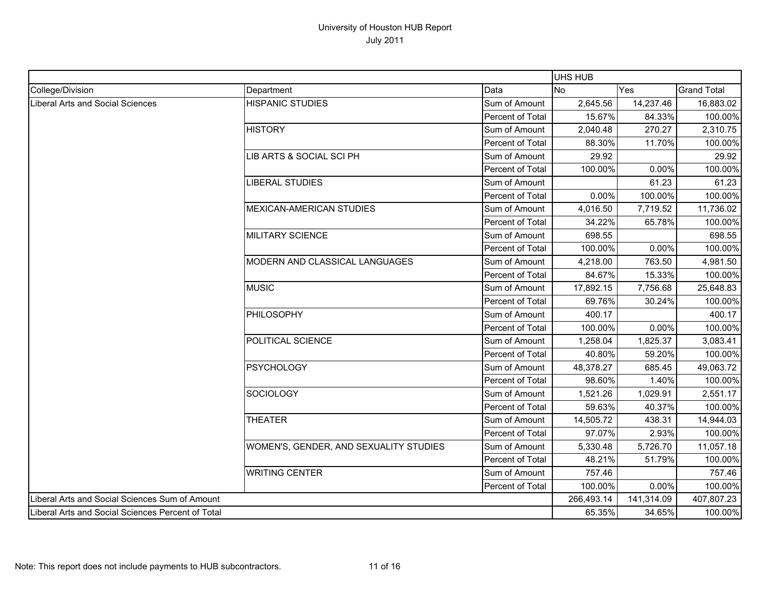# University of Houston HUB Report

July 2011

| | | | UHS HUB | | |
|---|---|---|---|---|---|
| College/Division | Department | Data | No | Yes | Grand Total |
| Liberal Arts and Social Sciences | HISPANIC STUDIES | Sum of Amount | 2,645.56 | 14,237.46 | 16,883.02 |
| | | Percent of Total | 15.67% | 84.33% | 100.00% |
| | HISTORY | Sum of Amount | 2,040.48 | 270.27 | 2,310.75 |
| | | Percent of Total | 88.30% | 11.70% | 100.00% |
| | LIB ARTS & SOCIAL SCI PH | Sum of Amount | 29.92 | | 29.92 |
| | | Percent of Total | 100.00% | 0.00% | 100.00% |
| | LIBERAL STUDIES | Sum of Amount | | 61.23 | 61.23 |
| | | Percent of Total | 0.00% | 100.00% | 100.00% |
| | MEXICAN-AMERICAN STUDIES | Sum of Amount | 4,016.50 | 7,719.52 | 11,736.02 |
| | | Percent of Total | 34.22% | 65.78% | 100.00% |
| | MILITARY SCIENCE | Sum of Amount | 698.55 | | 698.55 |
| | | Percent of Total | 100.00% | 0.00% | 100.00% |
| | MODERN AND CLASSICAL LANGUAGES | Sum of Amount | 4,218.00 | 763.50 | 4,981.50 |
| | | Percent of Total | 84.67% | 15.33% | 100.00% |
| | MUSIC | Sum of Amount | 17,892.15 | 7,756.68 | 25,648.83 |
| | | Percent of Total | 69.76% | 30.24% | 100.00% |
| | PHILOSOPHY | Sum of Amount | 400.17 | | 400.17 |
| | | Percent of Total | 100.00% | 0.00% | 100.00% |
| | POLITICAL SCIENCE | Sum of Amount | 1,258.04 | 1,825.37 | 3,083.41 |
| | | Percent of Total | 40.80% | 59.20% | 100.00% |
| | PSYCHOLOGY | Sum of Amount | 48,378.27 | 685.45 | 49,063.72 |
| | | Percent of Total | 98.60% | 1.40% | 100.00% |
| | SOCIOLOGY | Sum of Amount | 1,521.26 | 1,029.91 | 2,551.17 |
| | | Percent of Total | 59.63% | 40.37% | 100.00% |
| | THEATER | Sum of Amount | 14,505.72 | 438.31 | 14,944.03 |
| | | Percent of Total | 97.07% | 2.93% | 100.00% |
| | WOMEN'S, GENDER, AND SEXUALITY STUDIES | Sum of Amount | 5,330.48 | 5,726.70 | 11,057.18 |
| | | Percent of Total | 48.21% | 51.79% | 100.00% |
| | WRITING CENTER | Sum of Amount | 757.46 | | 757.46 |
| | | Percent of Total | 100.00% | 0.00% | 100.00% |
| Liberal Arts and Social Sciences Sum of Amount | | | 266,493.14 | 141,314.09 | 407,807.23 |
| Liberal Arts and Social Sciences Percent of Total | | | 65.35% | 34.65% | 100.00% |

Note: This report does not include payments to HUB subcontractors.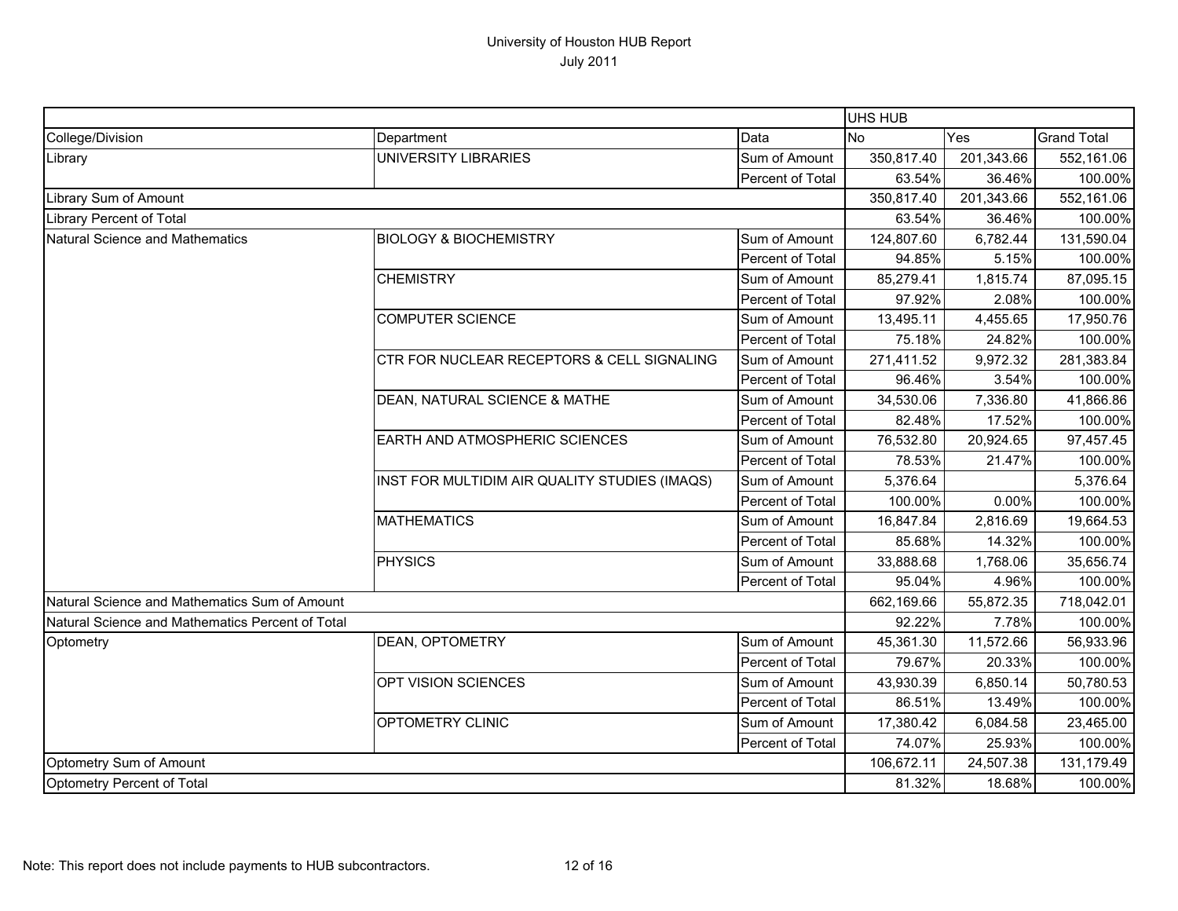University of Houston HUB Report
July 2011

| | | | UHS HUB | | |
|---|---|---|---|---|---|
| College/Division | Department | Data | No | Yes | Grand Total |
| Library | UNIVERSITY LIBRARIES | Sum of Amount | 350,817.40 | 201,343.66 | 552,161.06 |
| | | Percent of Total | 63.54% | 36.46% | 100.00% |
| Library Sum of Amount | | | 350,817.40 | 201,343.66 | 552,161.06 |
| Library Percent of Total | | | 63.54% | 36.46% | 100.00% |
| Natural Science and Mathematics | BIOLOGY & BIOCHEMISTRY | Sum of Amount | 124,807.60 | 6,782.44 | 131,590.04 |
| | | Percent of Total | 94.85% | 5.15% | 100.00% |
| | CHEMISTRY | Sum of Amount | 85,279.41 | 1,815.74 | 87,095.15 |
| | | Percent of Total | 97.92% | 2.08% | 100.00% |
| | COMPUTER SCIENCE | Sum of Amount | 13,495.11 | 4,455.65 | 17,950.76 |
| | | Percent of Total | 75.18% | 24.82% | 100.00% |
| | CTR FOR NUCLEAR RECEPTORS & CELL SIGNALING | Sum of Amount | 271,411.52 | 9,972.32 | 281,383.84 |
| | | Percent of Total | 96.46% | 3.54% | 100.00% |
| | DEAN, NATURAL SCIENCE & MATHE | Sum of Amount | 34,530.06 | 7,336.80 | 41,866.86 |
| | | Percent of Total | 82.48% | 17.52% | 100.00% |
| | EARTH AND ATMOSPHERIC SCIENCES | Sum of Amount | 76,532.80 | 20,924.65 | 97,457.45 |
| | | Percent of Total | 78.53% | 21.47% | 100.00% |
| | INST FOR MULTIDIM AIR QUALITY STUDIES (IMAQS) | Sum of Amount | 5,376.64 | | 5,376.64 |
| | | Percent of Total | 100.00% | 0.00% | 100.00% |
| | MATHEMATICS | Sum of Amount | 16,847.84 | 2,816.69 | 19,664.53 |
| | | Percent of Total | 85.68% | 14.32% | 100.00% |
| | PHYSICS | Sum of Amount | 33,888.68 | 1,768.06 | 35,656.74 |
| | | Percent of Total | 95.04% | 4.96% | 100.00% |
| Natural Science and Mathematics Sum of Amount | | | 662,169.66 | 55,872.35 | 718,042.01 |
| Natural Science and Mathematics Percent of Total | | | 92.22% | 7.78% | 100.00% |
| Optometry | DEAN, OPTOMETRY | Sum of Amount | 45,361.30 | 11,572.66 | 56,933.96 |
| | | Percent of Total | 79.67% | 20.33% | 100.00% |
| | OPT VISION SCIENCES | Sum of Amount | 43,930.39 | 6,850.14 | 50,780.53 |
| | | Percent of Total | 86.51% | 13.49% | 100.00% |
| | OPTOMETRY CLINIC | Sum of Amount | 17,380.42 | 6,084.58 | 23,465.00 |
| | | Percent of Total | 74.07% | 25.93% | 100.00% |
| Optometry Sum of Amount | | | 106,672.11 | 24,507.38 | 131,179.49 |
| Optometry Percent of Total | | | 81.32% | 18.68% | 100.00% |

Note: This report does not include payments to HUB subcontractors.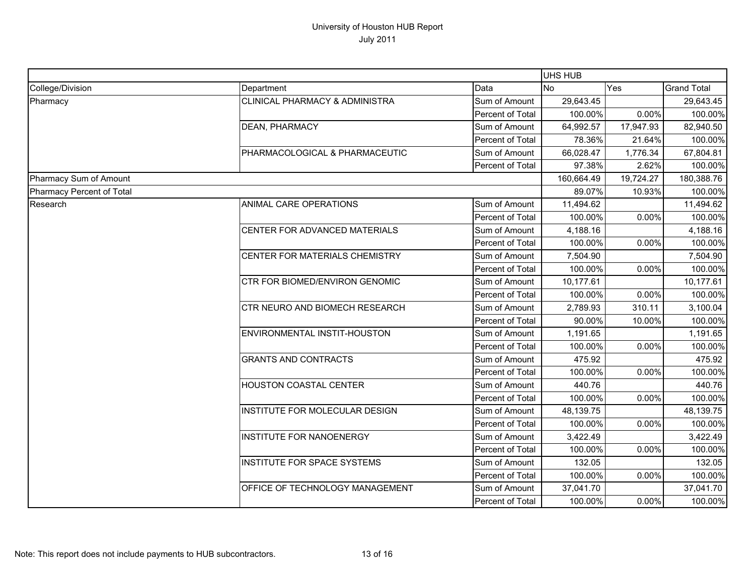# University of Houston HUB Report
July 2011

| | | | UHS HUB | | |
|---|---|---|---|---|---|
| College/Division | Department | Data | No | Yes | Grand Total |
| Pharmacy | CLINICAL PHARMACY & ADMINISTRA | Sum of Amount | 29,643.45 | | 29,643.45 |
| | | Percent of Total | 100.00% | 0.00% | 100.00% |
| | DEAN, PHARMACY | Sum of Amount | 64,992.57 | 17,947.93 | 82,940.50 |
| | | Percent of Total | 78.36% | 21.64% | 100.00% |
| | PHARMACOLOGICAL & PHARMACEUTIC | Sum of Amount | 66,028.47 | 1,776.34 | 67,804.81 |
| | | Percent of Total | 97.38% | 2.62% | 100.00% |
| Pharmacy Sum of Amount | | | 160,664.49 | 19,724.27 | 180,388.76 |
| Pharmacy Percent of Total | | | 89.07% | 10.93% | 100.00% |
| Research | ANIMAL CARE OPERATIONS | Sum of Amount | 11,494.62 | | 11,494.62 |
| | | Percent of Total | 100.00% | 0.00% | 100.00% |
| | CENTER FOR ADVANCED MATERIALS | Sum of Amount | 4,188.16 | | 4,188.16 |
| | | Percent of Total | 100.00% | 0.00% | 100.00% |
| | CENTER FOR MATERIALS CHEMISTRY | Sum of Amount | 7,504.90 | | 7,504.90 |
| | | Percent of Total | 100.00% | 0.00% | 100.00% |
| | CTR FOR BIOMED/ENVIRON GENOMIC | Sum of Amount | 10,177.61 | | 10,177.61 |
| | | Percent of Total | 100.00% | 0.00% | 100.00% |
| | CTR NEURO AND BIOMECH RESEARCH | Sum of Amount | 2,789.93 | 310.11 | 3,100.04 |
| | | Percent of Total | 90.00% | 10.00% | 100.00% |
| | ENVIRONMENTAL INSTIT-HOUSTON | Sum of Amount | 1,191.65 | | 1,191.65 |
| | | Percent of Total | 100.00% | 0.00% | 100.00% |
| | GRANTS AND CONTRACTS | Sum of Amount | 475.92 | | 475.92 |
| | | Percent of Total | 100.00% | 0.00% | 100.00% |
| | HOUSTON COASTAL CENTER | Sum of Amount | 440.76 | | 440.76 |
| | | Percent of Total | 100.00% | 0.00% | 100.00% |
| | INSTITUTE FOR MOLECULAR DESIGN | Sum of Amount | 48,139.75 | | 48,139.75 |
| | | Percent of Total | 100.00% | 0.00% | 100.00% |
| | INSTITUTE FOR NANOENERGY | Sum of Amount | 3,422.49 | | 3,422.49 |
| | | Percent of Total | 100.00% | 0.00% | 100.00% |
| | INSTITUTE FOR SPACE SYSTEMS | Sum of Amount | 132.05 | | 132.05 |
| | | Percent of Total | 100.00% | 0.00% | 100.00% |
| | OFFICE OF TECHNOLOGY MANAGEMENT | Sum of Amount | 37,041.70 | | 37,041.70 |
| | | Percent of Total | 100.00% | 0.00% | 100.00% |

Note: This report does not include payments to HUB subcontractors.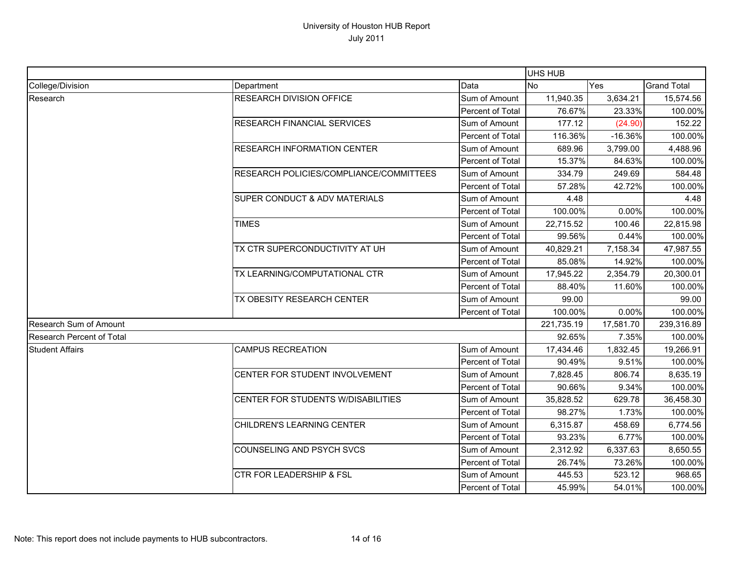# University of Houston HUB Report
July 2011

| | | | UHS HUB | | |
|---|---|---|---|---|---|
| College/Division | Department | Data | No | Yes | Grand Total |
| Research | RESEARCH DIVISION OFFICE | Sum of Amount | 11,940.35 | 3,634.21 | 15,574.56 |
| | | Percent of Total | 76.67% | 23.33% | 100.00% |
| | RESEARCH FINANCIAL SERVICES | Sum of Amount | 177.12 | (24.90) | 152.22 |
| | | Percent of Total | 116.36% | -16.36% | 100.00% |
| | RESEARCH INFORMATION CENTER | Sum of Amount | 689.96 | 3,799.00 | 4,488.96 |
| | | Percent of Total | 15.37% | 84.63% | 100.00% |
| | RESEARCH POLICIES/COMPLIANCE/COMMITTEES | Sum of Amount | 334.79 | 249.69 | 584.48 |
| | | Percent of Total | 57.28% | 42.72% | 100.00% |
| | SUPER CONDUCT & ADV MATERIALS | Sum of Amount | 4.48 | | 4.48 |
| | | Percent of Total | 100.00% | 0.00% | 100.00% |
| | TIMES | Sum of Amount | 22,715.52 | 100.46 | 22,815.98 |
| | | Percent of Total | 99.56% | 0.44% | 100.00% |
| | TX CTR SUPERCONDUCTIVITY AT UH | Sum of Amount | 40,829.21 | 7,158.34 | 47,987.55 |
| | | Percent of Total | 85.08% | 14.92% | 100.00% |
| | TX LEARNING/COMPUTATIONAL CTR | Sum of Amount | 17,945.22 | 2,354.79 | 20,300.01 |
| | | Percent of Total | 88.40% | 11.60% | 100.00% |
| | TX OBESITY RESEARCH CENTER | Sum of Amount | 99.00 | | 99.00 |
| | | Percent of Total | 100.00% | 0.00% | 100.00% |
| Research Sum of Amount | | | 221,735.19 | 17,581.70 | 239,316.89 |
| Research Percent of Total | | | 92.65% | 7.35% | 100.00% |
| Student Affairs | CAMPUS RECREATION | Sum of Amount | 17,434.46 | 1,832.45 | 19,266.91 |
| | | Percent of Total | 90.49% | 9.51% | 100.00% |
| | CENTER FOR STUDENT INVOLVEMENT | Sum of Amount | 7,828.45 | 806.74 | 8,635.19 |
| | | Percent of Total | 90.66% | 9.34% | 100.00% |
| | CENTER FOR STUDENTS W/DISABILITIES | Sum of Amount | 35,828.52 | 629.78 | 36,458.30 |
| | | Percent of Total | 98.27% | 1.73% | 100.00% |
| | CHILDREN'S LEARNING CENTER | Sum of Amount | 6,315.87 | 458.69 | 6,774.56 |
| | | Percent of Total | 93.23% | 6.77% | 100.00% |
| | COUNSELING AND PSYCH SVCS | Sum of Amount | 2,312.92 | 6,337.63 | 8,650.55 |
| | | Percent of Total | 26.74% | 73.26% | 100.00% |
| | CTR FOR LEADERSHIP & FSL | Sum of Amount | 445.53 | 523.12 | 968.65 |
| | | Percent of Total | 45.99% | 54.01% | 100.00% |

Note: This report does not include payments to HUB subcontractors.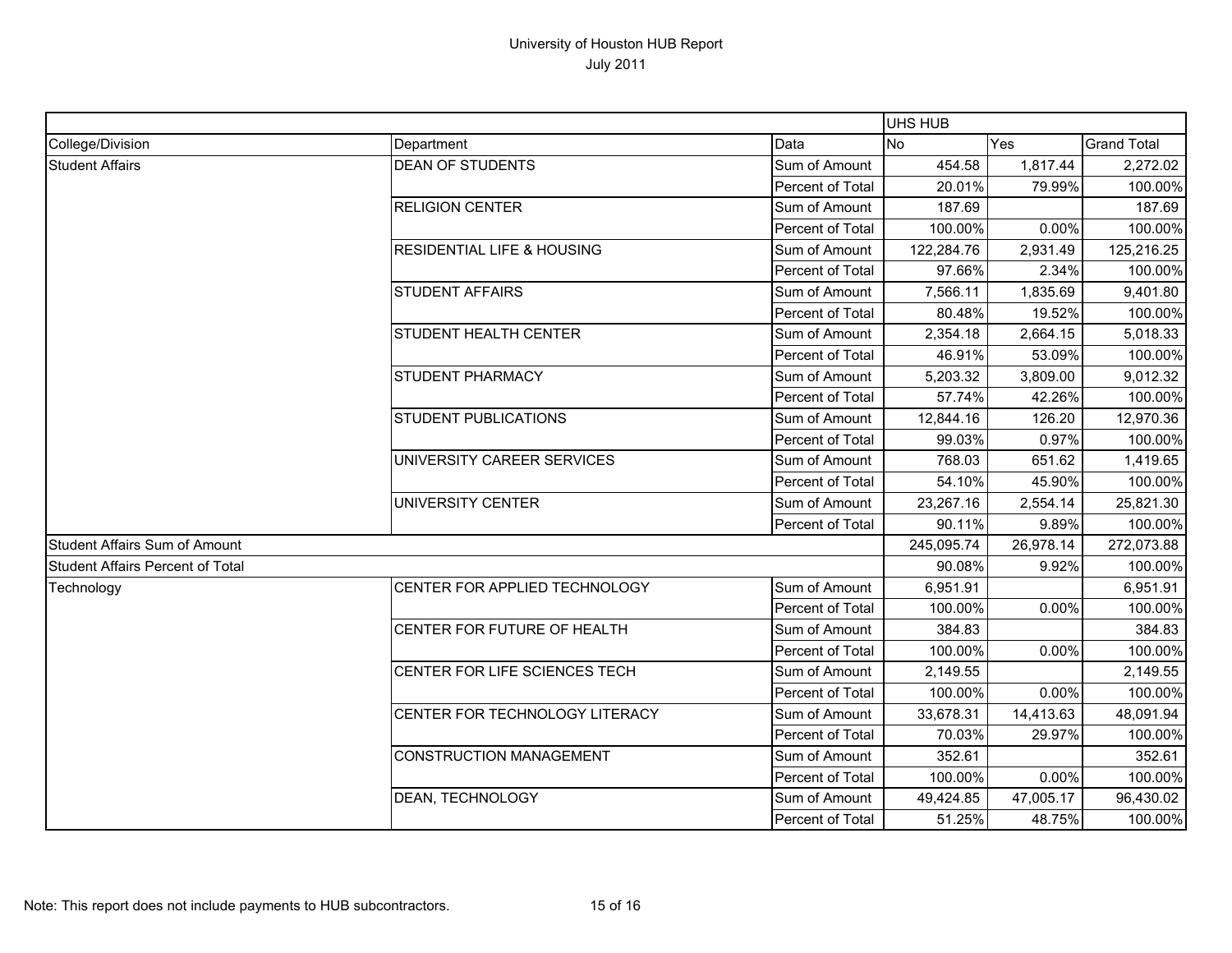University of Houston HUB Report

July 2011

| | | | UHS HUB | | |
|---|---|---|---|---|---|
| College/Division | Department | Data | No | Yes | Grand Total |
| Student Affairs | DEAN OF STUDENTS | Sum of Amount | 454.58 | 1,817.44 | 2,272.02 |
| | | Percent of Total | 20.01% | 79.99% | 100.00% |
| | RELIGION CENTER | Sum of Amount | 187.69 | | 187.69 |
| | | Percent of Total | 100.00% | 0.00% | 100.00% |
| | RESIDENTIAL LIFE & HOUSING | Sum of Amount | 122,284.76 | 2,931.49 | 125,216.25 |
| | | Percent of Total | 97.66% | 2.34% | 100.00% |
| | STUDENT AFFAIRS | Sum of Amount | 7,566.11 | 1,835.69 | 9,401.80 |
| | | Percent of Total | 80.48% | 19.52% | 100.00% |
| | STUDENT HEALTH CENTER | Sum of Amount | 2,354.18 | 2,664.15 | 5,018.33 |
| | | Percent of Total | 46.91% | 53.09% | 100.00% |
| | STUDENT PHARMACY | Sum of Amount | 5,203.32 | 3,809.00 | 9,012.32 |
| | | Percent of Total | 57.74% | 42.26% | 100.00% |
| | STUDENT PUBLICATIONS | Sum of Amount | 12,844.16 | 126.20 | 12,970.36 |
| | | Percent of Total | 99.03% | 0.97% | 100.00% |
| | UNIVERSITY CAREER SERVICES | Sum of Amount | 768.03 | 651.62 | 1,419.65 |
| | | Percent of Total | 54.10% | 45.90% | 100.00% |
| | UNIVERSITY CENTER | Sum of Amount | 23,267.16 | 2,554.14 | 25,821.30 |
| | | Percent of Total | 90.11% | 9.89% | 100.00% |
| Student Affairs Sum of Amount | | | 245,095.74 | 26,978.14 | 272,073.88 |
| Student Affairs Percent of Total | | | 90.08% | 9.92% | 100.00% |
| Technology | CENTER FOR APPLIED TECHNOLOGY | Sum of Amount | 6,951.91 | | 6,951.91 |
| | | Percent of Total | 100.00% | 0.00% | 100.00% |
| | CENTER FOR FUTURE OF HEALTH | Sum of Amount | 384.83 | | 384.83 |
| | | Percent of Total | 100.00% | 0.00% | 100.00% |
| | CENTER FOR LIFE SCIENCES TECH | Sum of Amount | 2,149.55 | | 2,149.55 |
| | | Percent of Total | 100.00% | 0.00% | 100.00% |
| | CENTER FOR TECHNOLOGY LITERACY | Sum of Amount | 33,678.31 | 14,413.63 | 48,091.94 |
| | | Percent of Total | 70.03% | 29.97% | 100.00% |
| | CONSTRUCTION MANAGEMENT | Sum of Amount | 352.61 | | 352.61 |
| | | Percent of Total | 100.00% | 0.00% | 100.00% |
| | DEAN, TECHNOLOGY | Sum of Amount | 49,424.85 | 47,005.17 | 96,430.02 |
| | | Percent of Total | 51.25% | 48.75% | 100.00% |

Note: This report does not include payments to HUB subcontractors.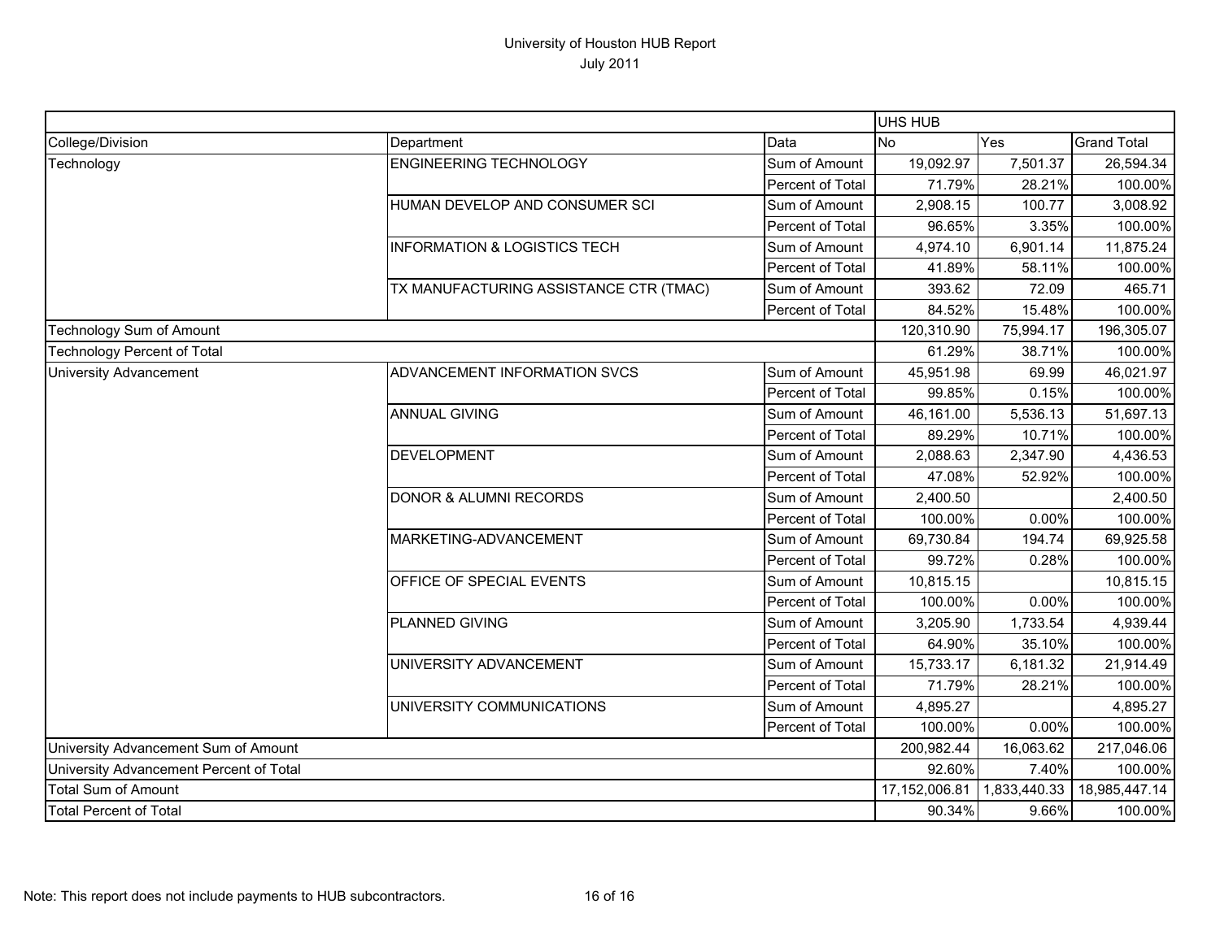# University of Houston HUB Report

July 2011

| | | | UHS HUB | | |
|---|---|---|---|---|---|
| College/Division | Department | Data | No | Yes | Grand Total |
| Technology | ENGINEERING TECHNOLOGY | Sum of Amount | 19,092.97 | 7,501.37 | 26,594.34 |
| | | Percent of Total | 71.79% | 28.21% | 100.00% |
| | HUMAN DEVELOP AND CONSUMER SCI | Sum of Amount | 2,908.15 | 100.77 | 3,008.92 |
| | | Percent of Total | 96.65% | 3.35% | 100.00% |
| | INFORMATION & LOGISTICS TECH | Sum of Amount | 4,974.10 | 6,901.14 | 11,875.24 |
| | | Percent of Total | 41.89% | 58.11% | 100.00% |
| | TX MANUFACTURING ASSISTANCE CTR (TMAC) | Sum of Amount | 393.62 | 72.09 | 465.71 |
| | | Percent of Total | 84.52% | 15.48% | 100.00% |
| Technology Sum of Amount | | | 120,310.90 | 75,994.17 | 196,305.07 |
| Technology Percent of Total | | | 61.29% | 38.71% | 100.00% |
| University Advancement | ADVANCEMENT INFORMATION SVCS | Sum of Amount | 45,951.98 | 69.99 | 46,021.97 |
| | | Percent of Total | 99.85% | 0.15% | 100.00% |
| | ANNUAL GIVING | Sum of Amount | 46,161.00 | 5,536.13 | 51,697.13 |
| | | Percent of Total | 89.29% | 10.71% | 100.00% |
| | DEVELOPMENT | Sum of Amount | 2,088.63 | 2,347.90 | 4,436.53 |
| | | Percent of Total | 47.08% | 52.92% | 100.00% |
| | DONOR & ALUMNI RECORDS | Sum of Amount | 2,400.50 | | 2,400.50 |
| | | Percent of Total | 100.00% | 0.00% | 100.00% |
| | MARKETING-ADVANCEMENT | Sum of Amount | 69,730.84 | 194.74 | 69,925.58 |
| | | Percent of Total | 99.72% | 0.28% | 100.00% |
| | OFFICE OF SPECIAL EVENTS | Sum of Amount | 10,815.15 | | 10,815.15 |
| | | Percent of Total | 100.00% | 0.00% | 100.00% |
| | PLANNED GIVING | Sum of Amount | 3,205.90 | 1,733.54 | 4,939.44 |
| | | Percent of Total | 64.90% | 35.10% | 100.00% |
| | UNIVERSITY ADVANCEMENT | Sum of Amount | 15,733.17 | 6,181.32 | 21,914.49 |
| | | Percent of Total | 71.79% | 28.21% | 100.00% |
| | UNIVERSITY COMMUNICATIONS | Sum of Amount | 4,895.27 | | 4,895.27 |
| | | Percent of Total | 100.00% | 0.00% | 100.00% |
| University Advancement Sum of Amount | | | 200,982.44 | 16,063.62 | 217,046.06 |
| University Advancement Percent of Total | | | 92.60% | 7.40% | 100.00% |
| Total Sum of Amount | | | 17,152,006.81 | 1,833,440.33 | 18,985,447.14 |
| Total Percent of Total | | | 90.34% | 9.66% | 100.00% |

Note: This report does not include payments to HUB subcontractors.